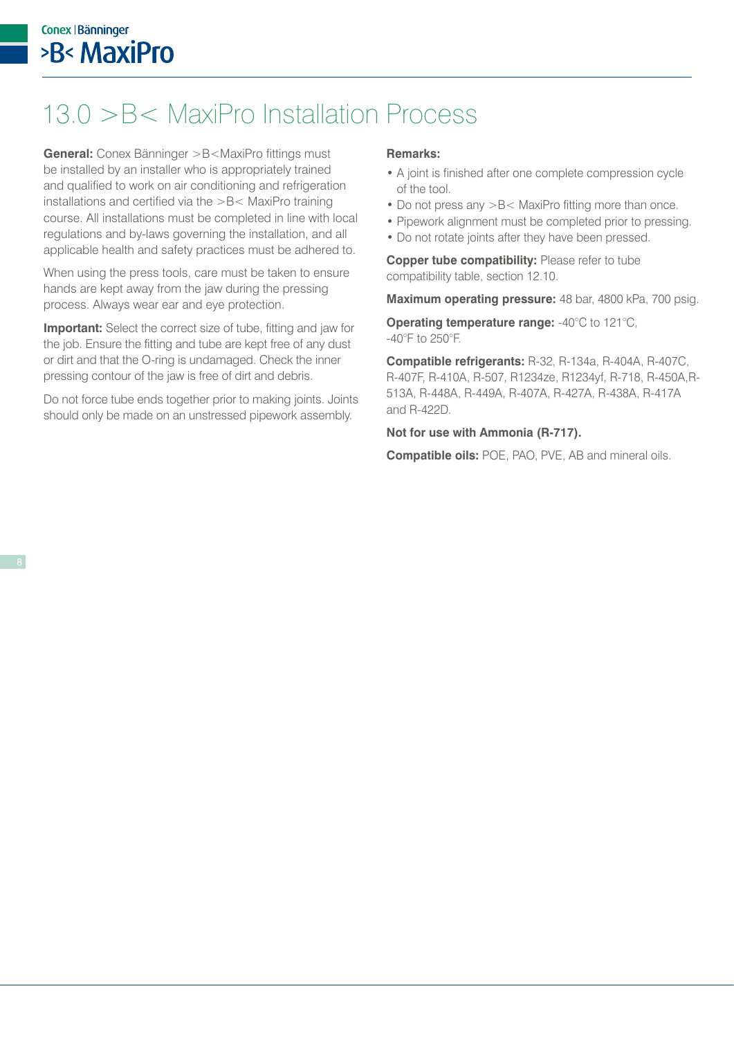# 13.0 >B< MaxiPro Installation Process

**General:** Conex Bänninger >B<MaxiPro fittings must be installed by an installer who is appropriately trained and qualified to work on air conditioning and refrigeration installations and certified via the >B< MaxiPro training course. All installations must be completed in line with local regulations and by-laws governing the installation, and all applicable health and safety practices must be adhered to.

When using the press tools, care must be taken to ensure hands are kept away from the jaw during the pressing process. Always wear ear and eye protection.

**Important:** Select the correct size of tube, fitting and jaw for the job. Ensure the fitting and tube are kept free of any dust or dirt and that the O-ring is undamaged. Check the inner pressing contour of the jaw is free of dirt and debris.

Do not force tube ends together prior to making joints. Joints should only be made on an unstressed pipework assembly.

**Remarks:**

- A joint is finished after one complete compression cycle of the tool.
- Do not press any >B< MaxiPro fitting more than once.
- Pipework alignment must be completed prior to pressing.
- Do not rotate joints after they have been pressed.

**Copper tube compatibility:** Please refer to tube compatibility table, section 12.10.

**Maximum operating pressure:** 48 bar, 4800 kPa, 700 psig.

**Operating temperature range:** -40°C to 121°C, -40°F to 250°F.

**Compatible refrigerants:** R-32, R-134a, R-404A, R-407C, R-407F, R-410A, R-507, R1234ze, R1234yf, R-718, R-450A,R-513A, R-448A, R-449A, R-407A, R-427A, R-438A, R-417A and R-422D.

**Not for use with Ammonia (R-717).**

**Compatible oils:** POE, PAO, PVE, AB and mineral oils.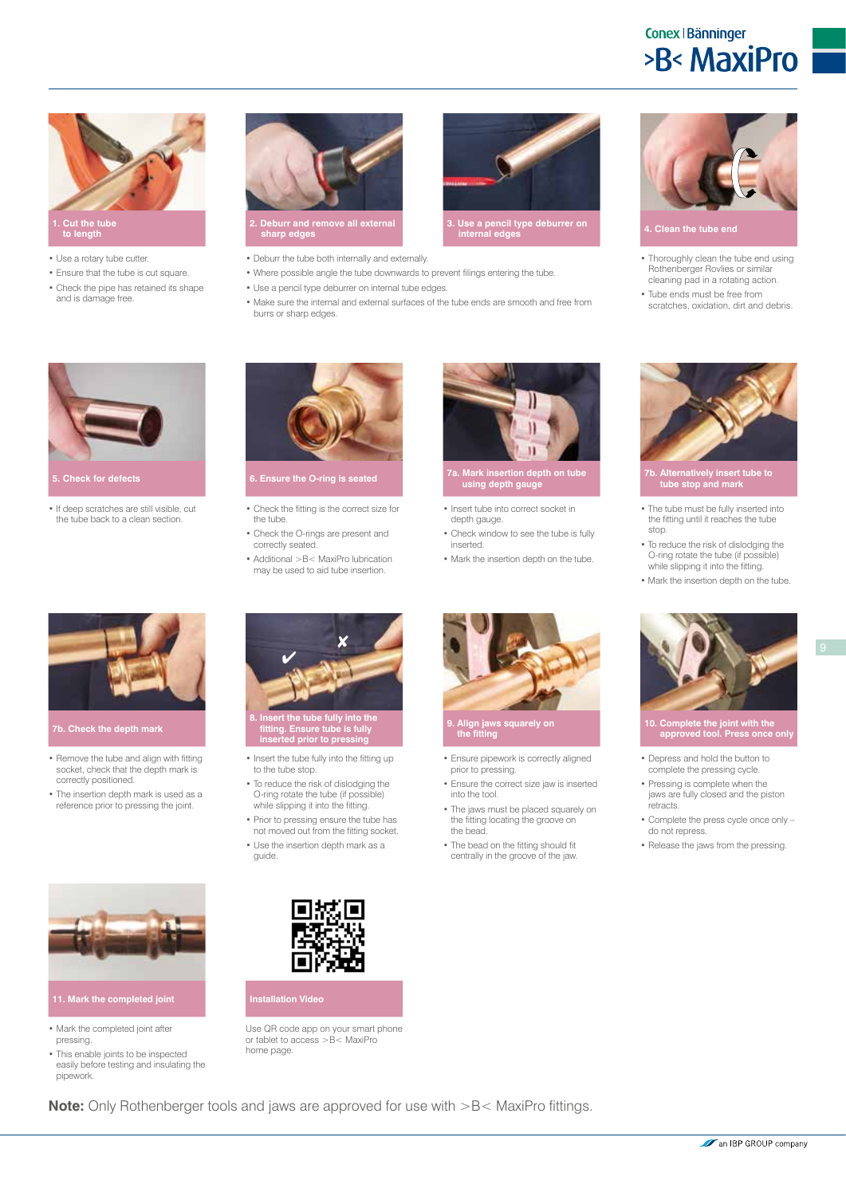Conex | Bänninger
>B< MaxiPro

### 1. Cut the tube to length

- Use a rotary tube cutter.
- Ensure that the tube is cut square.
- Check the pipe has retained its shape and is damage free.

### 2. Deburr and remove all external sharp edges

### 3. Use a pencil type deburrer on internal edges

- Deburr the tube both internally and externally.
- Where possible angle the tube downwards to prevent filings entering the tube.
- Use a pencil type deburrer on internal tube edges.
- Make sure the internal and external surfaces of the tube ends are smooth and free from burrs or sharp edges.

### 4. Clean the tube end

- Thoroughly clean the tube end using Rothenberger Rovlies or similar cleaning pad in a rotating action.
- Tube ends must be free from scratches, oxidation, dirt and debris.

### 5. Check for defects

- If deep scratches are still visible, cut the tube back to a clean section.

### 6. Ensure the O-ring is seated

- Check the fitting is the correct size for the tube.
- Check the O-rings are present and correctly seated.
- Additional >B< MaxiPro lubrication may be used to aid tube insertion.

### 7a. Mark insertion depth on tube using depth gauge

- Insert tube into correct socket in depth gauge.
- Check window to see the tube is fully inserted.
- Mark the insertion depth on the tube.

### 7b. Alternatively insert tube to tube stop and mark

- The tube must be fully inserted into the fitting until it reaches the tube stop.
- To reduce the risk of dislodging the O-ring rotate the tube (if possible) while slipping it into the fitting.
- Mark the insertion depth on the tube.

### 7b. Check the depth mark

- Remove the tube and align with fitting socket, check that the depth mark is correctly positioned.
- The insertion depth mark is used as a reference prior to pressing the joint.

### 8. Insert the tube fully into the fitting. Ensure tube is fully inserted prior to pressing

- Insert the tube fully into the fitting up to the tube stop.
- To reduce the risk of dislodging the O-ring rotate the tube (if possible) while slipping it into the fitting.
- Prior to pressing ensure the tube has not moved out from the fitting socket.
- Use the insertion depth mark as a guide.

### 9. Align jaws squarely on the fitting

- Ensure pipework is correctly aligned prior to pressing.
- Ensure the correct size jaw is inserted into the tool.
- The jaws must be placed squarely on the fitting locating the groove on the bead.
- The bead on the fitting should fit centrally in the groove of the jaw.

### 10. Complete the joint with the approved tool. Press once only

- Depress and hold the button to complete the pressing cycle.
- Pressing is complete when the jaws are fully closed and the piston retracts.
- Complete the press cycle once only – do not repress.
- Release the jaws from the pressing.

### 11. Mark the completed joint

- Mark the completed joint after pressing.
- This enable joints to be inspected easily before testing and insulating the pipework.

### Installation Video

Use QR code app on your smart phone or tablet to access >B< MaxiPro home page.

**Note:** Only Rothenberger tools and jaws are approved for use with >B< MaxiPro fittings.

an IBP GROUP company